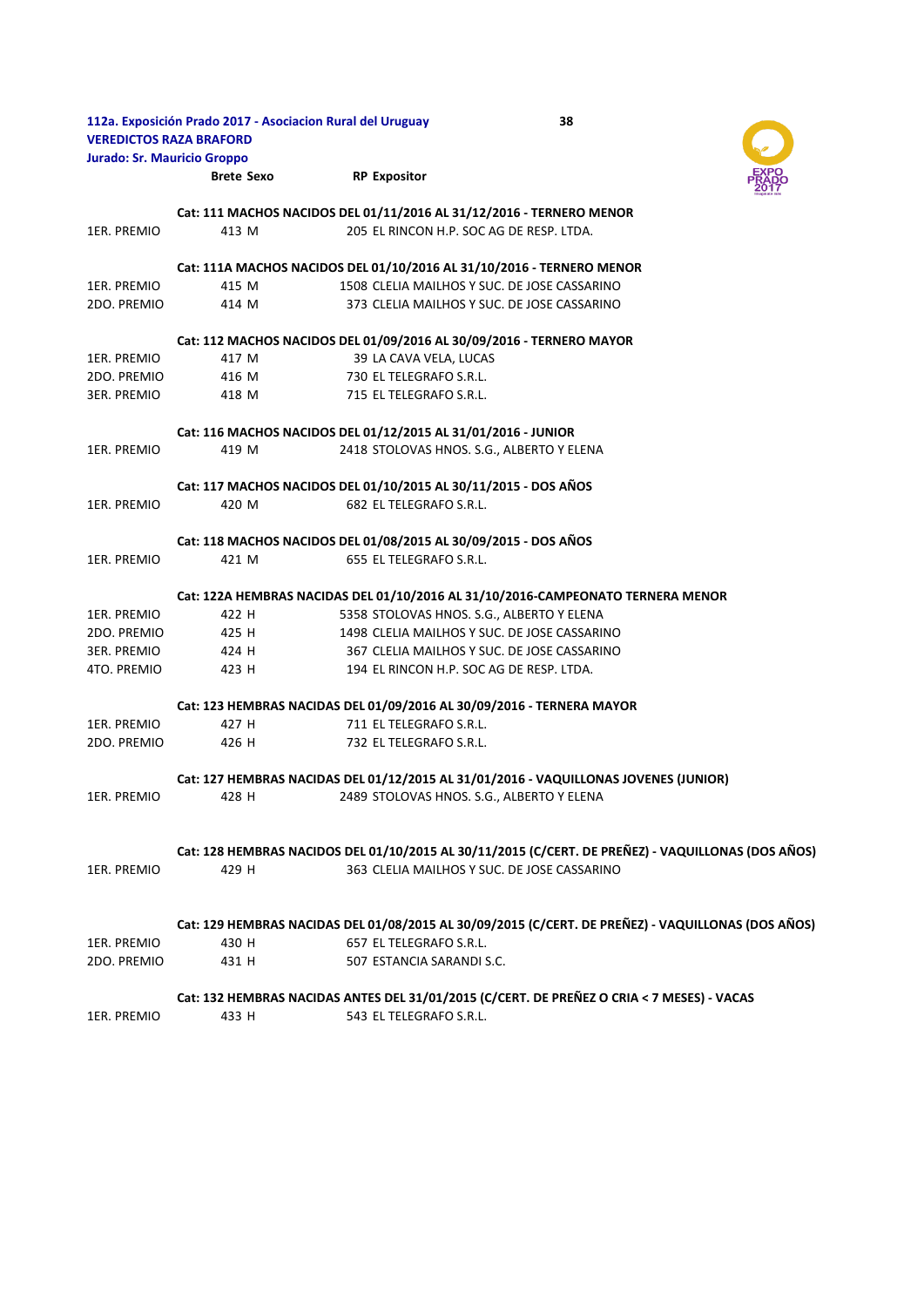**112a. Exposición Prado 2017 - Asociacion Rural del Uruguay**
**VEREDICTOS RAZA BRAFORD**
**Jurado: Sr. Mauricio Groppo**

| | Brete | Sexo | RP | Expositor |
|---|---|---|---|---|
| | **Cat: 111 MACHOS NACIDOS DEL 01/11/2016 AL 31/12/2016 - TERNERO MENOR** | | | |
| 1ER. PREMIO | 413 | M | 205 | EL RINCON H.P. SOC AG DE RESP. LTDA. |
| | **Cat: 111A MACHOS NACIDOS DEL 01/10/2016 AL 31/10/2016 - TERNERO MENOR** | | | |
| 1ER. PREMIO | 415 | M | 1508 | CLELIA MAILHOS Y SUC. DE JOSE CASSARINO |
| 2DO. PREMIO | 414 | M | 373 | CLELIA MAILHOS Y SUC. DE JOSE CASSARINO |
| | **Cat: 112 MACHOS NACIDOS DEL 01/09/2016 AL 30/09/2016 - TERNERO MAYOR** | | | |
| 1ER. PREMIO | 417 | M | 39 | LA CAVA VELA, LUCAS |
| 2DO. PREMIO | 416 | M | 730 | EL TELEGRAFO S.R.L. |
| 3ER. PREMIO | 418 | M | 715 | EL TELEGRAFO S.R.L. |
| | **Cat: 116 MACHOS NACIDOS DEL 01/12/2015 AL 31/01/2016 - JUNIOR** | | | |
| 1ER. PREMIO | 419 | M | 2418 | STOLOVAS HNOS. S.G., ALBERTO Y ELENA |
| | **Cat: 117 MACHOS NACIDOS DEL 01/10/2015 AL 30/11/2015 - DOS AÑOS** | | | |
| 1ER. PREMIO | 420 | M | 682 | EL TELEGRAFO S.R.L. |
| | **Cat: 118 MACHOS NACIDOS DEL 01/08/2015 AL 30/09/2015 - DOS AÑOS** | | | |
| 1ER. PREMIO | 421 | M | 655 | EL TELEGRAFO S.R.L. |
| | **Cat: 122A HEMBRAS NACIDAS DEL 01/10/2016 AL 31/10/2016-CAMPEONATO TERNERA MENOR** | | | |
| 1ER. PREMIO | 422 | H | 5358 | STOLOVAS HNOS. S.G., ALBERTO Y ELENA |
| 2DO. PREMIO | 425 | H | 1498 | CLELIA MAILHOS Y SUC. DE JOSE CASSARINO |
| 3ER. PREMIO | 424 | H | 367 | CLELIA MAILHOS Y SUC. DE JOSE CASSARINO |
| 4TO. PREMIO | 423 | H | 194 | EL RINCON H.P. SOC AG DE RESP. LTDA. |
| | **Cat: 123 HEMBRAS NACIDAS DEL 01/09/2016 AL 30/09/2016 - TERNERA MAYOR** | | | |
| 1ER. PREMIO | 427 | H | 711 | EL TELEGRAFO S.R.L. |
| 2DO. PREMIO | 426 | H | 732 | EL TELEGRAFO S.R.L. |
| | **Cat: 127 HEMBRAS NACIDAS DEL 01/12/2015 AL 31/01/2016 - VAQUILLONAS JOVENES (JUNIOR)** | | | |
| 1ER. PREMIO | 428 | H | 2489 | STOLOVAS HNOS. S.G., ALBERTO Y ELENA |
| | **Cat: 128 HEMBRAS NACIDOS DEL 01/10/2015 AL 30/11/2015 (C/CERT. DE PREÑEZ) - VAQUILLONAS (DOS AÑOS)** | | | |
| 1ER. PREMIO | 429 | H | 363 | CLELIA MAILHOS Y SUC. DE JOSE CASSARINO |
| | **Cat: 129 HEMBRAS NACIDAS DEL 01/08/2015 AL 30/09/2015 (C/CERT. DE PREÑEZ) - VAQUILLONAS (DOS AÑOS)** | | | |
| 1ER. PREMIO | 430 | H | 657 | EL TELEGRAFO S.R.L. |
| 2DO. PREMIO | 431 | H | 507 | ESTANCIA SARANDI S.C. |
| | **Cat: 132 HEMBRAS NACIDAS ANTES DEL 31/01/2015 (C/CERT. DE PREÑEZ O CRIA < 7 MESES) - VACAS** | | | |
| 1ER. PREMIO | 433 | H | 543 | EL TELEGRAFO S.R.L. |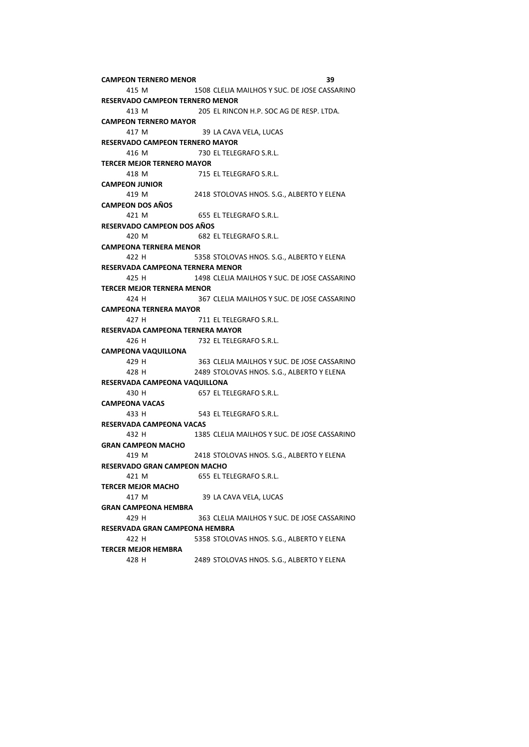**CAMPEON TERNERO MENOR** **39**

| | | |
|---|---|---|
| 415 M | 1508 | CLELIA MAILHOS Y SUC. DE JOSE CASSARINO |

**RESERVADO CAMPEON TERNERO MENOR**

| | | |
|---|---|---|
| 413 M | 205 | EL RINCON H.P. SOC AG DE RESP. LTDA. |

**CAMPEON TERNERO MAYOR**

| | | |
|---|---|---|
| 417 M | 39 | LA CAVA VELA, LUCAS |

**RESERVADO CAMPEON TERNERO MAYOR**

| | | |
|---|---|---|
| 416 M | 730 | EL TELEGRAFO S.R.L. |

**TERCER MEJOR TERNERO MAYOR**

| | | |
|---|---|---|
| 418 M | 715 | EL TELEGRAFO S.R.L. |

**CAMPEON JUNIOR**

| | | |
|---|---|---|
| 419 M | 2418 | STOLOVAS HNOS. S.G., ALBERTO Y ELENA |

**CAMPEON DOS AÑOS**

| | | |
|---|---|---|
| 421 M | 655 | EL TELEGRAFO S.R.L. |

**RESERVADO CAMPEON DOS AÑOS**

| | | |
|---|---|---|
| 420 M | 682 | EL TELEGRAFO S.R.L. |

**CAMPEONA TERNERA MENOR**

| | | |
|---|---|---|
| 422 H | 5358 | STOLOVAS HNOS. S.G., ALBERTO Y ELENA |

**RESERVADA CAMPEONA TERNERA MENOR**

| | | |
|---|---|---|
| 425 H | 1498 | CLELIA MAILHOS Y SUC. DE JOSE CASSARINO |

**TERCER MEJOR TERNERA MENOR**

| | | |
|---|---|---|
| 424 H | 367 | CLELIA MAILHOS Y SUC. DE JOSE CASSARINO |

**CAMPEONA TERNERA MAYOR**

| | | |
|---|---|---|
| 427 H | 711 | EL TELEGRAFO S.R.L. |

**RESERVADA CAMPEONA TERNERA MAYOR**

| | | |
|---|---|---|
| 426 H | 732 | EL TELEGRAFO S.R.L. |

**CAMPEONA VAQUILLONA**

| | | |
|---|---|---|
| 429 H | 363 | CLELIA MAILHOS Y SUC. DE JOSE CASSARINO |
| 428 H | 2489 | STOLOVAS HNOS. S.G., ALBERTO Y ELENA |

**RESERVADA CAMPEONA VAQUILLONA**

| | | |
|---|---|---|
| 430 H | 657 | EL TELEGRAFO S.R.L. |

**CAMPEONA VACAS**

| | | |
|---|---|---|
| 433 H | 543 | EL TELEGRAFO S.R.L. |

**RESERVADA CAMPEONA VACAS**

| | | |
|---|---|---|
| 432 H | 1385 | CLELIA MAILHOS Y SUC. DE JOSE CASSARINO |

**GRAN CAMPEON MACHO**

| | | |
|---|---|---|
| 419 M | 2418 | STOLOVAS HNOS. S.G., ALBERTO Y ELENA |

**RESERVADO GRAN CAMPEON MACHO**

| | | |
|---|---|---|
| 421 M | 655 | EL TELEGRAFO S.R.L. |

**TERCER MEJOR MACHO**

| | | |
|---|---|---|
| 417 M | 39 | LA CAVA VELA, LUCAS |

**GRAN CAMPEONA HEMBRA**

| | | |
|---|---|---|
| 429 H | 363 | CLELIA MAILHOS Y SUC. DE JOSE CASSARINO |

**RESERVADA GRAN CAMPEONA HEMBRA**

| | | |
|---|---|---|
| 422 H | 5358 | STOLOVAS HNOS. S.G., ALBERTO Y ELENA |

**TERCER MEJOR HEMBRA**

| | | |
|---|---|---|
| 428 H | 2489 | STOLOVAS HNOS. S.G., ALBERTO Y ELENA |